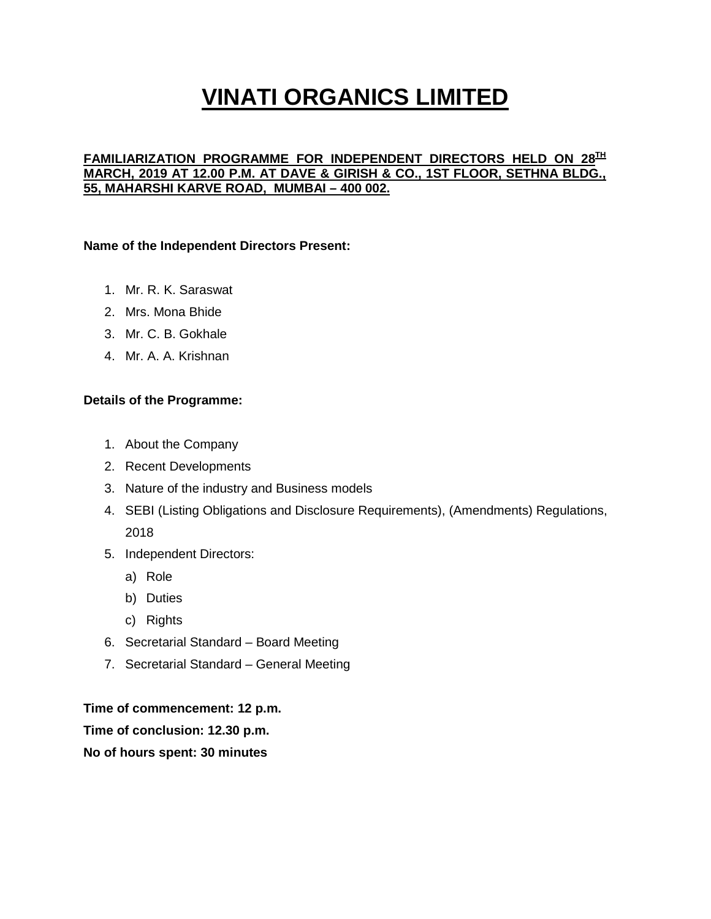# VINATI ORGANICS LIMITED

**FAMILIARIZATION PROGRAMME FOR INDEPENDENT DIRECTORS HELD ON 28TH MARCH, 2019 AT 12.00 P.M. AT DAVE & GIRISH & CO., 1ST FLOOR, SETHNA BLDG., 55, MAHARSHI KARVE ROAD, MUMBAI – 400 002.**

**Name of the Independent Directors Present:**

1. Mr. R. K. Saraswat
2. Mrs. Mona Bhide
3. Mr. C. B. Gokhale
4. Mr. A. A. Krishnan

**Details of the Programme:**

1. About the Company
2. Recent Developments
3. Nature of the industry and Business models
4. SEBI (Listing Obligations and Disclosure Requirements), (Amendments) Regulations, 2018
5. Independent Directors:
   a) Role
   b) Duties
   c) Rights
6. Secretarial Standard – Board Meeting
7. Secretarial Standard – General Meeting

**Time of commencement: 12 p.m.**

**Time of conclusion: 12.30 p.m.**

**No of hours spent: 30 minutes**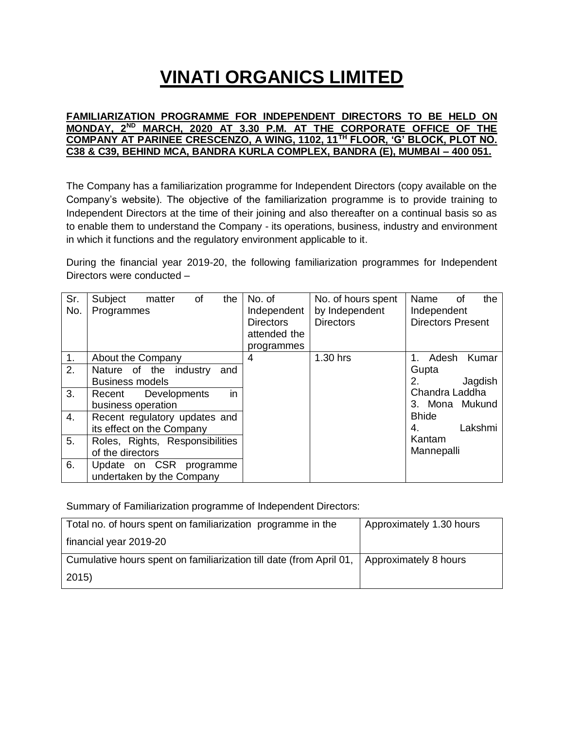# VINATI ORGANICS LIMITED

**FAMILIARIZATION PROGRAMME FOR INDEPENDENT DIRECTORS TO BE HELD ON MONDAY, 2ND MARCH, 2020 AT 3.30 P.M. AT THE CORPORATE OFFICE OF THE COMPANY AT PARINEE CRESCENZO, A WING, 1102, 11TH FLOOR, 'G' BLOCK, PLOT NO. C38 & C39, BEHIND MCA, BANDRA KURLA COMPLEX, BANDRA (E), MUMBAI – 400 051.**

The Company has a familiarization programme for Independent Directors (copy available on the Company's website). The objective of the familiarization programme is to provide training to Independent Directors at the time of their joining and also thereafter on a continual basis so as to enable them to understand the Company - its operations, business, industry and environment in which it functions and the regulatory environment applicable to it.

During the financial year 2019-20, the following familiarization programmes for Independent Directors were conducted –

| Sr. No. | Subject matter of the Programmes | No. of Independent Directors attended the programmes | No. of hours spent by Independent Directors | Name of the Independent Directors Present |
|---|---|---|---|---|
| 1. | About the Company | 4 | 1.30 hrs | 1. Adesh Kumar Gupta<br>2. Jagdish Chandra Laddha<br>3. Mona Mukund Bhide<br>4. Lakshmi Kantam Mannepalli |
| 2. | Nature of the industry and Business models | | | |
| 3. | Recent Developments in business operation | | | |
| 4. | Recent regulatory updates and its effect on the Company | | | |
| 5. | Roles, Rights, Responsibilities of the directors | | | |
| 6. | Update on CSR programme undertaken by the Company | | | |

Summary of Familiarization programme of Independent Directors:

| | |
|---|---|
| Total no. of hours spent on familiarization programme in the financial year 2019-20 | Approximately 1.30 hours |
| Cumulative hours spent on familiarization till date (from April 01, 2015) | Approximately 8 hours |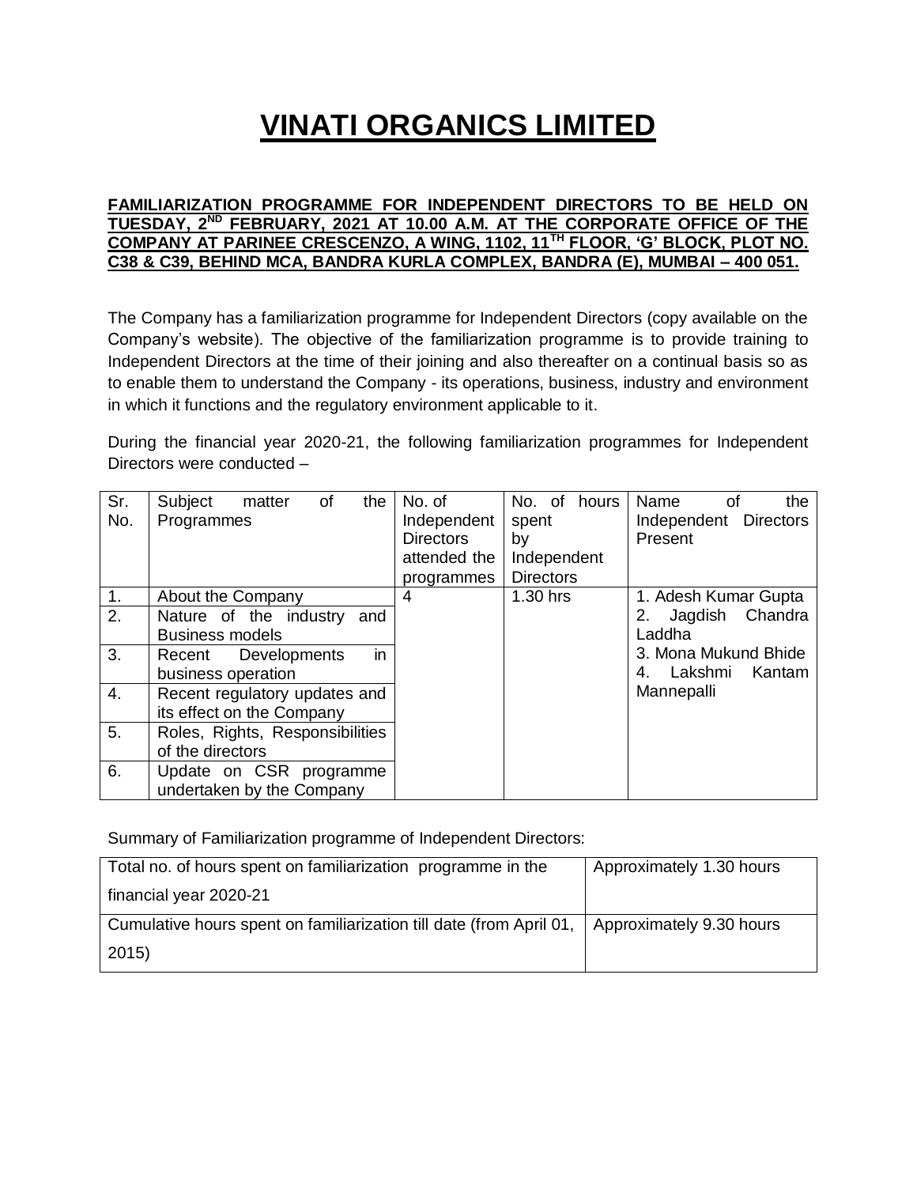# VINATI ORGANICS LIMITED

**FAMILIARIZATION PROGRAMME FOR INDEPENDENT DIRECTORS TO BE HELD ON TUESDAY, 2ND FEBRUARY, 2021 AT 10.00 A.M. AT THE CORPORATE OFFICE OF THE COMPANY AT PARINEE CRESCENZO, A WING, 1102, 11TH FLOOR, 'G' BLOCK, PLOT NO. C38 & C39, BEHIND MCA, BANDRA KURLA COMPLEX, BANDRA (E), MUMBAI – 400 051.**

The Company has a familiarization programme for Independent Directors (copy available on the Company's website). The objective of the familiarization programme is to provide training to Independent Directors at the time of their joining and also thereafter on a continual basis so as to enable them to understand the Company - its operations, business, industry and environment in which it functions and the regulatory environment applicable to it.

During the financial year 2020-21, the following familiarization programmes for Independent Directors were conducted –

| Sr. No. | Subject matter of the Programmes | No. of Independent Directors attended the programmes | No. of hours spent by Independent Directors | Name of the Independent Directors Present |
|---|---|---|---|---|
| 1. | About the Company | 4 | 1.30 hrs | 1. Adesh Kumar Gupta<br>2. Jagdish Chandra Laddha<br>3. Mona Mukund Bhide<br>4. Lakshmi Kantam Mannepalli |
| 2. | Nature of the industry and Business models | | | |
| 3. | Recent Developments in business operation | | | |
| 4. | Recent regulatory updates and its effect on the Company | | | |
| 5. | Roles, Rights, Responsibilities of the directors | | | |
| 6. | Update on CSR programme undertaken by the Company | | | |

Summary of Familiarization programme of Independent Directors:

| | |
|---|---|
| Total no. of hours spent on familiarization programme in the financial year 2020-21 | Approximately 1.30 hours |
| Cumulative hours spent on familiarization till date (from April 01, 2015) | Approximately 9.30 hours |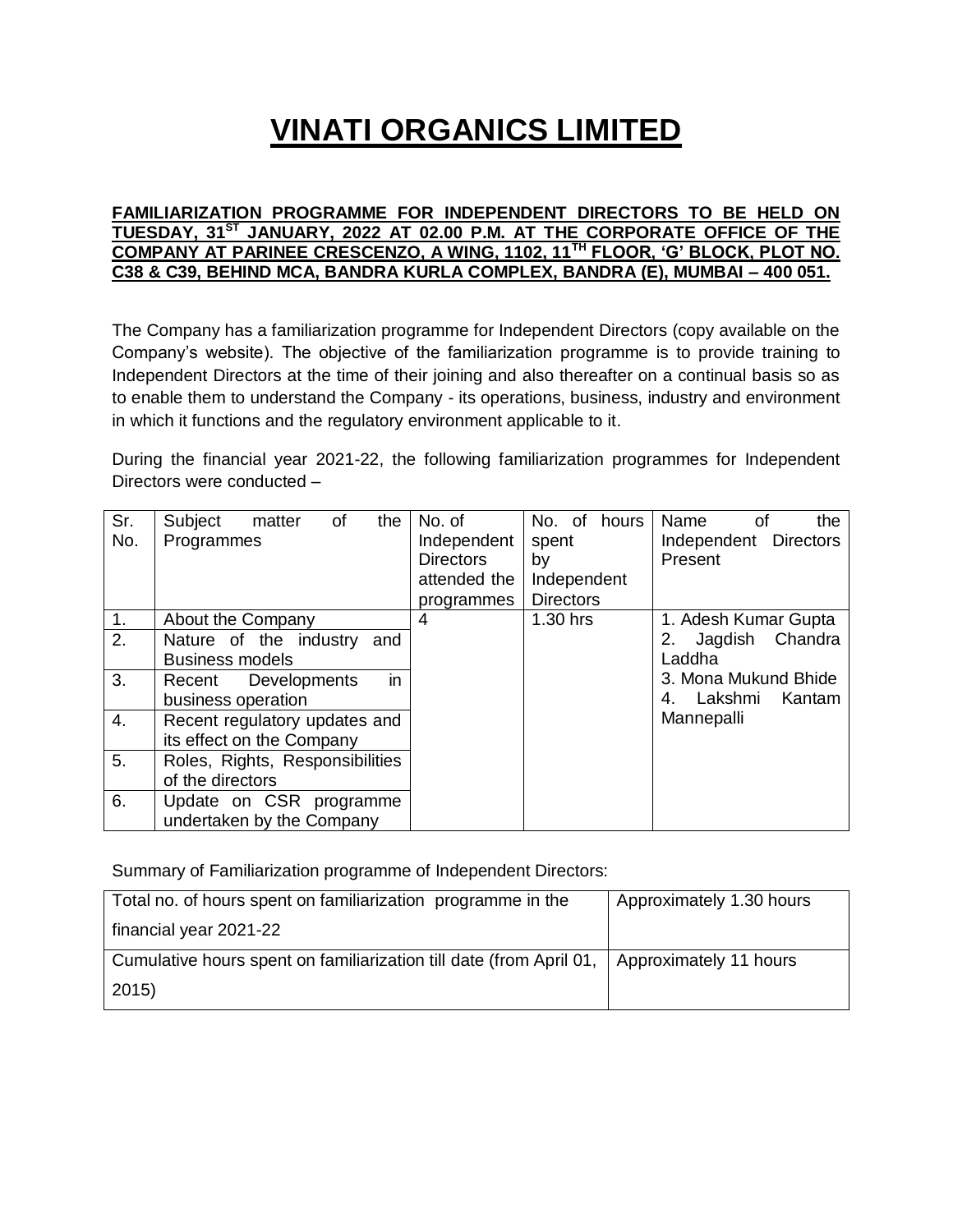# VINATI ORGANICS LIMITED

**FAMILIARIZATION PROGRAMME FOR INDEPENDENT DIRECTORS TO BE HELD ON TUESDAY, 31ST JANUARY, 2022 AT 02.00 P.M. AT THE CORPORATE OFFICE OF THE COMPANY AT PARINEE CRESCENZO, A WING, 1102, 11TH FLOOR, 'G' BLOCK, PLOT NO. C38 & C39, BEHIND MCA, BANDRA KURLA COMPLEX, BANDRA (E), MUMBAI – 400 051.**

The Company has a familiarization programme for Independent Directors (copy available on the Company's website). The objective of the familiarization programme is to provide training to Independent Directors at the time of their joining and also thereafter on a continual basis so as to enable them to understand the Company - its operations, business, industry and environment in which it functions and the regulatory environment applicable to it.

During the financial year 2021-22, the following familiarization programmes for Independent Directors were conducted –

| Sr. No. | Subject matter of the Programmes | No. of Independent Directors attended the programmes | No. of hours spent by Independent Directors | Name of the Independent Directors Present |
|---|---|---|---|---|
| 1. | About the Company | 4 | 1.30 hrs | 1. Adesh Kumar Gupta<br>2. Jagdish Chandra Laddha<br>3. Mona Mukund Bhide<br>4. Lakshmi Kantam Mannepalli |
| 2. | Nature of the industry and Business models | | | |
| 3. | Recent Developments in business operation | | | |
| 4. | Recent regulatory updates and its effect on the Company | | | |
| 5. | Roles, Rights, Responsibilities of the directors | | | |
| 6. | Update on CSR programme undertaken by the Company | | | |

Summary of Familiarization programme of Independent Directors:

| | |
|---|---|
| Total no. of hours spent on familiarization programme in the financial year 2021-22 | Approximately 1.30 hours |
| Cumulative hours spent on familiarization till date (from April 01, 2015) | Approximately 11 hours |